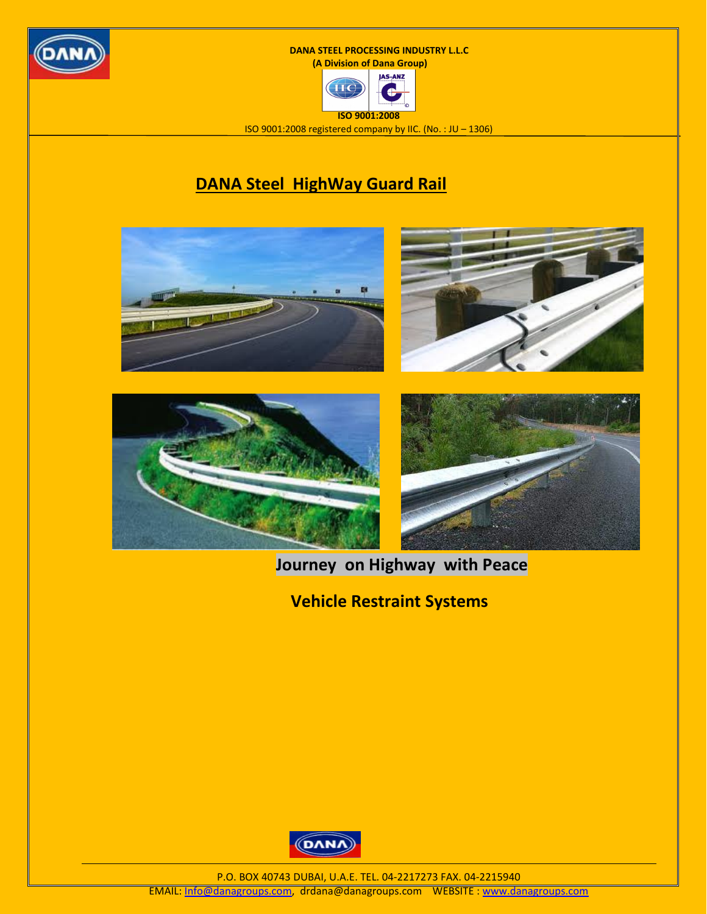**DANA STEEL PROCESSING INDUSTRY L.L.C**
**(A Division of Dana Group)**

**ISO 9001:2008**

ISO 9001:2008 registered company by IIC. (No. : JU – 1306)

# DANA Steel HighWay Guard Rail

**Journey on Highway with Peace**

**Vehicle Restraint Systems**

P.O. BOX 40743 DUBAI, U.A.E. TEL. 04-2217273 FAX. 04-2215940

EMAIL: Info@danagroups.com, drdana@danagroups.com WEBSITE : www.danagroups.com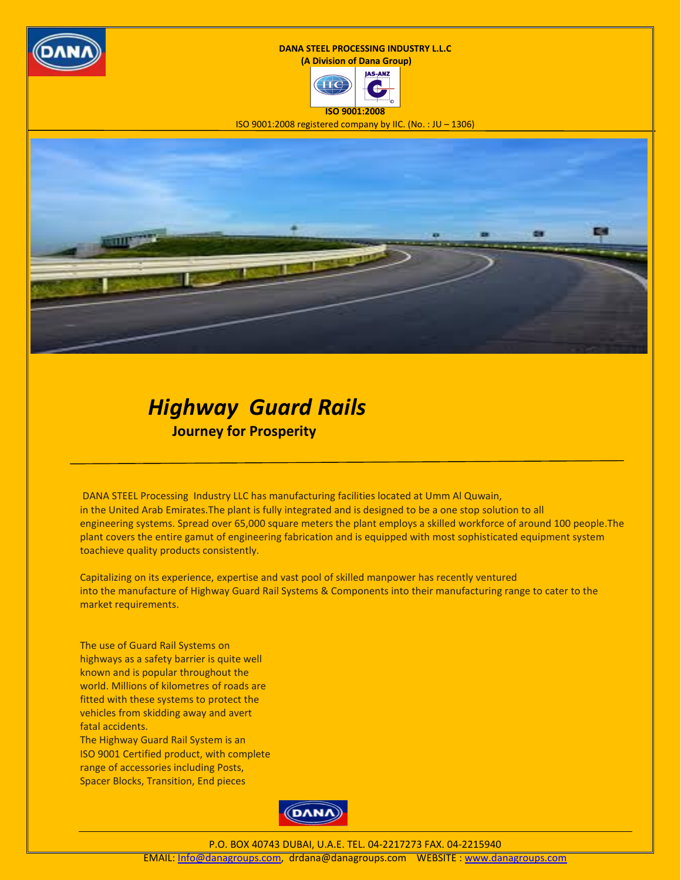**DANA STEEL PROCESSING INDUSTRY L.L.C**
**(A Division of Dana Group)**

**ISO 9001:2008**

ISO 9001:2008 registered company by IIC. (No. : JU – 1306)

# *Highway Guard Rails*

**Journey for Prosperity**

DANA STEEL Processing Industry LLC has manufacturing facilities located at Umm Al Quwain, in the United Arab Emirates.The plant is fully integrated and is designed to be a one stop solution to all engineering systems. Spread over 65,000 square meters the plant employs a skilled workforce of around 100 people.The plant covers the entire gamut of engineering fabrication and is equipped with most sophisticated equipment system toachieve quality products consistently.

Capitalizing on its experience, expertise and vast pool of skilled manpower has recently ventured into the manufacture of Highway Guard Rail Systems & Components into their manufacturing range to cater to the market requirements.

The use of Guard Rail Systems on highways as a safety barrier is quite well known and is popular throughout the world. Millions of kilometres of roads are fitted with these systems to protect the vehicles from skidding away and avert fatal accidents.
The Highway Guard Rail System is an ISO 9001 Certified product, with complete range of accessories including Posts, Spacer Blocks, Transition, End pieces

P.O. BOX 40743 DUBAI, U.A.E. TEL. 04-2217273 FAX. 04-2215940
EMAIL: Info@danagroups.com, drdana@danagroups.com WEBSITE : www.danagroups.com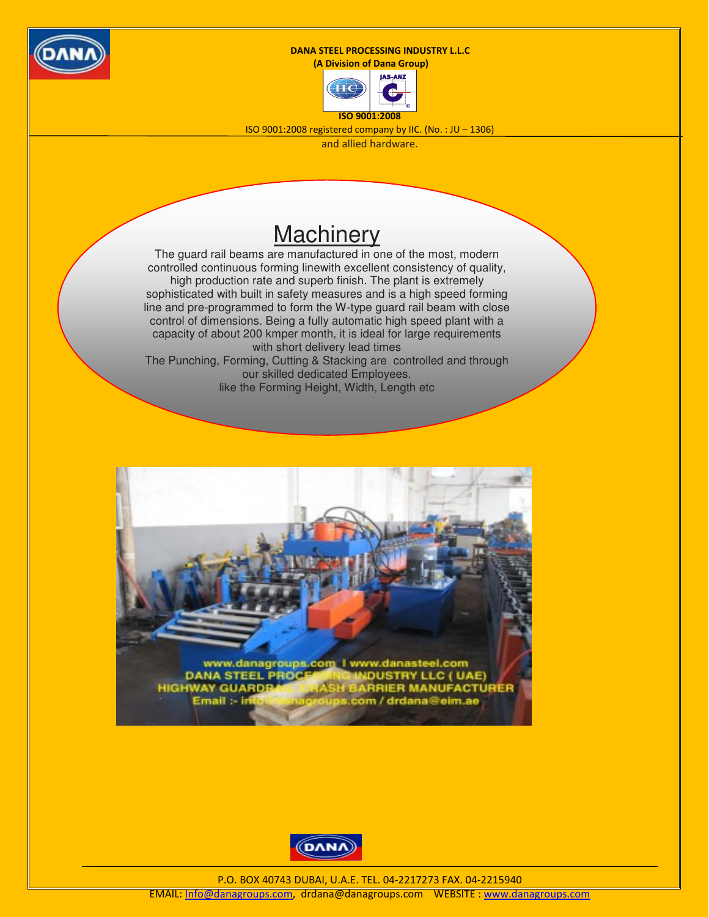**DANA STEEL PROCESSING INDUSTRY L.L.C**
**(A Division of Dana Group)**

**ISO 9001:2008**

ISO 9001:2008 registered company by IIC. (No. : JU – 1306)

and allied hardware.

## Machinery

The guard rail beams are manufactured in one of the most, modern controlled continuous forming linewith excellent consistency of quality, high production rate and superb finish. The plant is extremely sophisticated with built in safety measures and is a high speed forming line and pre-programmed to form the W-type guard rail beam with close control of dimensions. Being a fully automatic high speed plant with a capacity of about 200 kmper month, it is ideal for large requirements with short delivery lead times

The Punching, Forming, Cutting & Stacking are controlled and through our skilled dedicated Employees.

like the Forming Height, Width, Length etc

P.O. BOX 40743 DUBAI, U.A.E. TEL. 04-2217273 FAX. 04-2215940

EMAIL: Info@danagroups.com, drdana@danagroups.com WEBSITE : www.danagroups.com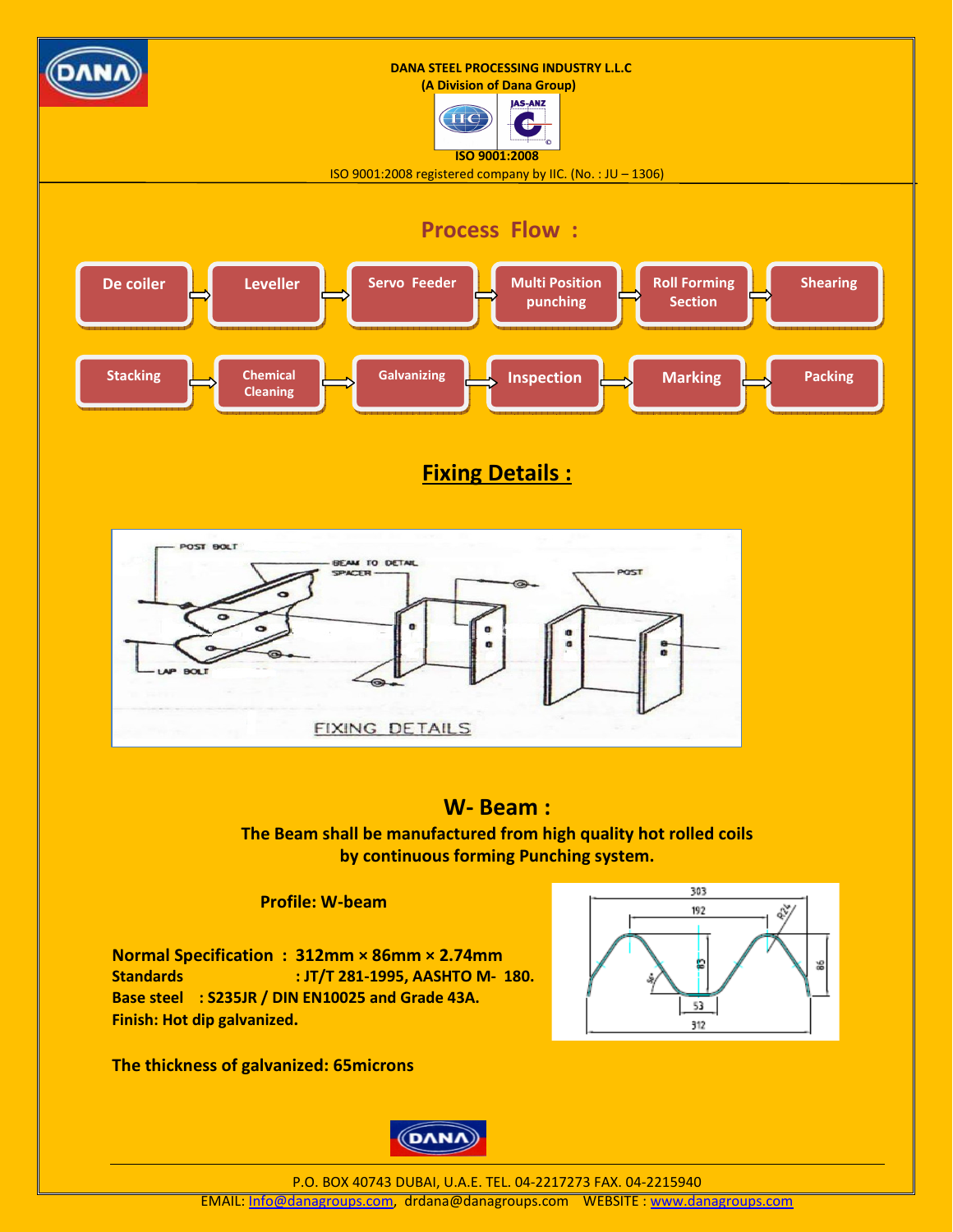DANA STEEL PROCESSING INDUSTRY L.L.C
(A Division of Dana Group)

ISO 9001:2008

ISO 9001:2008 registered company by IIC. (No. : JU – 1306)

## Process Flow :

De coiler → Leveller → Servo Feeder → Multi Position punching → Roll Forming Section → Shearing

Stacking → Chemical Cleaning → Galvanizing → Inspection → Marking → Packing

## Fixing Details :

## W- Beam :

**The Beam shall be manufactured from high quality hot rolled coils by continuous forming Punching system.**

**Profile: W-beam**

**Normal Specification : 312mm × 86mm × 2.74mm**
**Standards : JT/T 281-1995, AASHTO M- 180.**
**Base steel : S235JR / DIN EN10025 and Grade 43A.**
**Finish: Hot dip galvanized.**

**The thickness of galvanized: 65microns**

P.O. BOX 40743 DUBAI, U.A.E. TEL. 04-2217273 FAX. 04-2215940
EMAIL: Info@danagroups.com, drdana@danagroups.com WEBSITE : www.danagroups.com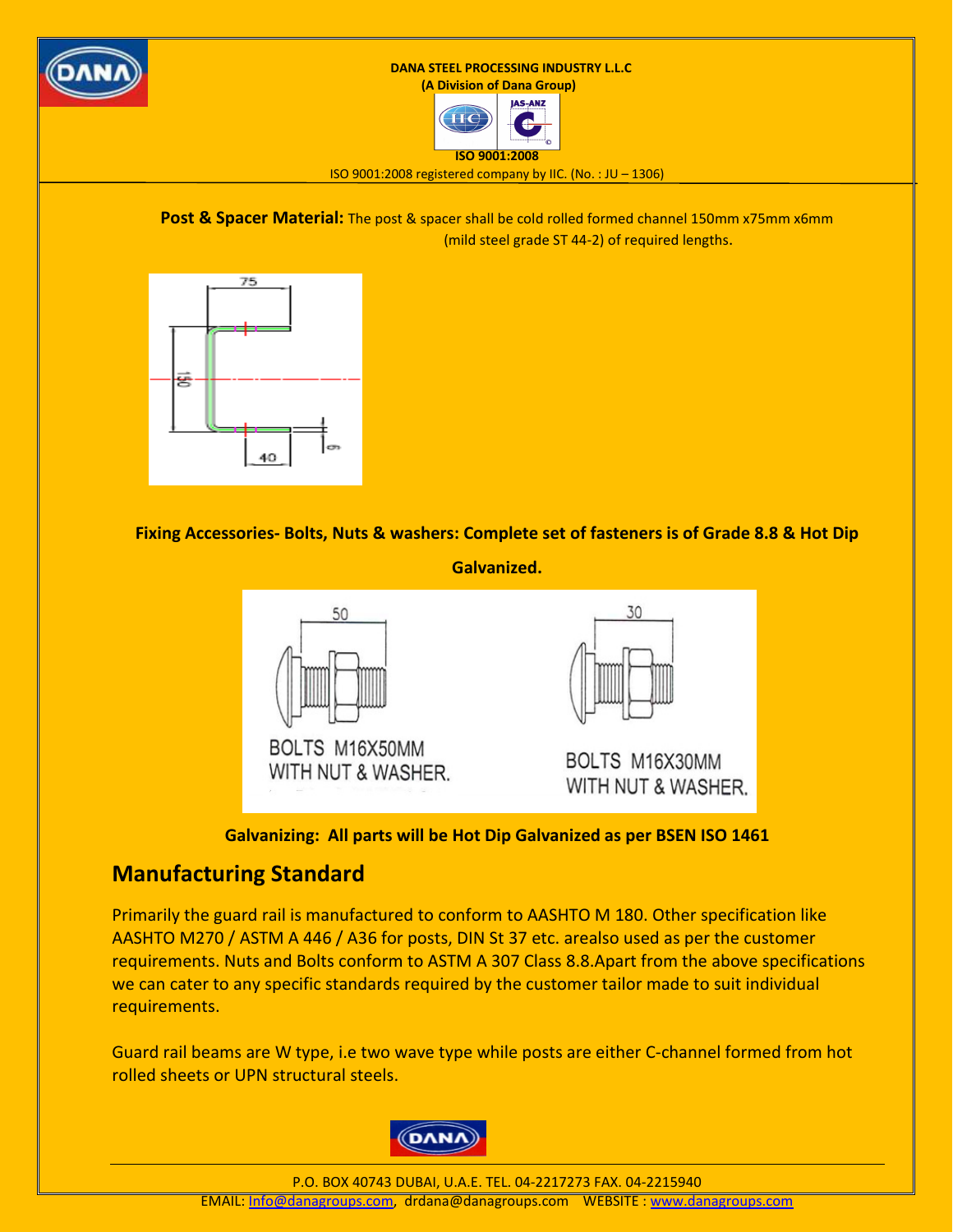**Post & Spacer Material:** The post & spacer shall be cold rolled formed channel 150mm x75mm x6mm (mild steel grade ST 44-2) of required lengths.

**Fixing Accessories- Bolts, Nuts & washers: Complete set of fasteners is of Grade 8.8 & Hot Dip Galvanized.**

BOLTS M16X50MM WITH NUT & WASHER.

BOLTS M16X30MM WITH NUT & WASHER.

**Galvanizing: All parts will be Hot Dip Galvanized as per BSEN ISO 1461**

## Manufacturing Standard

Primarily the guard rail is manufactured to conform to AASHTO M 180. Other specification like AASHTO M270 / ASTM A 446 / A36 for posts, DIN St 37 etc. arealso used as per the customer requirements. Nuts and Bolts conform to ASTM A 307 Class 8.8.Apart from the above specifications we can cater to any specific standards required by the customer tailor made to suit individual requirements.

Guard rail beams are W type, i.e two wave type while posts are either C-channel formed from hot rolled sheets or UPN structural steels.

P.O. BOX 40743 DUBAI, U.A.E. TEL. 04-2217273 FAX. 04-2215940
EMAIL: Info@danagroups.com, drdana@danagroups.com WEBSITE : www.danagroups.com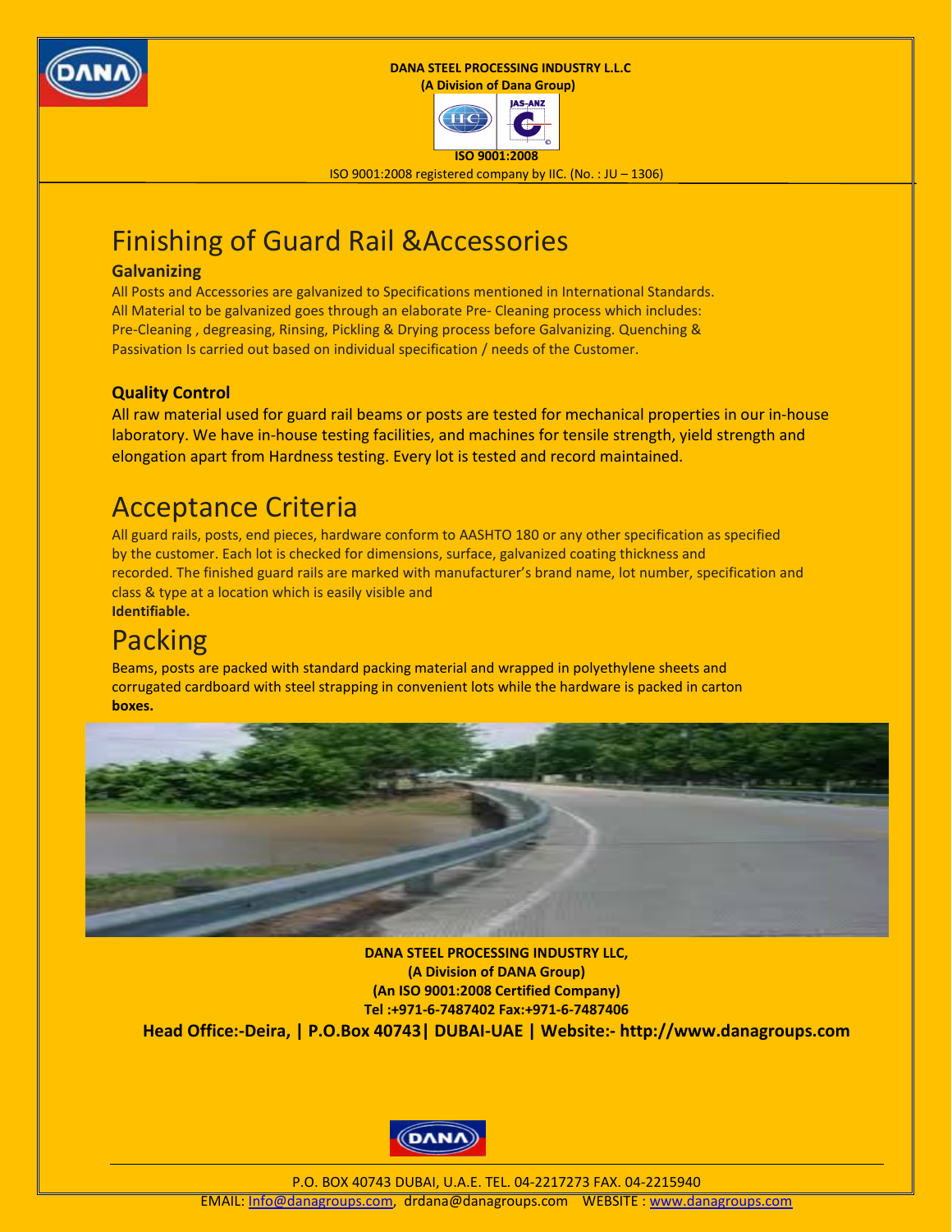# Finishing of Guard Rail &Accessories

### Galvanizing

All Posts and Accessories are galvanized to Specifications mentioned in International Standards. All Material to be galvanized goes through an elaborate Pre- Cleaning process which includes: Pre-Cleaning , degreasing, Rinsing, Pickling & Drying process before Galvanizing. Quenching & Passivation Is carried out based on individual specification / needs of the Customer.

### Quality Control

All raw material used for guard rail beams or posts are tested for mechanical properties in our in-house laboratory. We have in-house testing facilities, and machines for tensile strength, yield strength and elongation apart from Hardness testing. Every lot is tested and record maintained.

# Acceptance Criteria

All guard rails, posts, end pieces, hardware conform to AASHTO 180 or any other specification as specified by the customer. Each lot is checked for dimensions, surface, galvanized coating thickness and recorded. The finished guard rails are marked with manufacturer's brand name, lot number, specification and class & type at a location which is easily visible and **Identifiable.**

# Packing

Beams, posts are packed with standard packing material and wrapped in polyethylene sheets and corrugated cardboard with steel strapping in convenient lots while the hardware is packed in carton **boxes.**

**DANA STEEL PROCESSING INDUSTRY LLC,**
**(A Division of DANA Group)**
**(An ISO 9001:2008 Certified Company)**
**Tel :+971-6-7487402 Fax:+971-6-7487406**
**Head Office:-Deira, | P.O.Box 40743| DUBAI-UAE | Website:- http://www.danagroups.com**